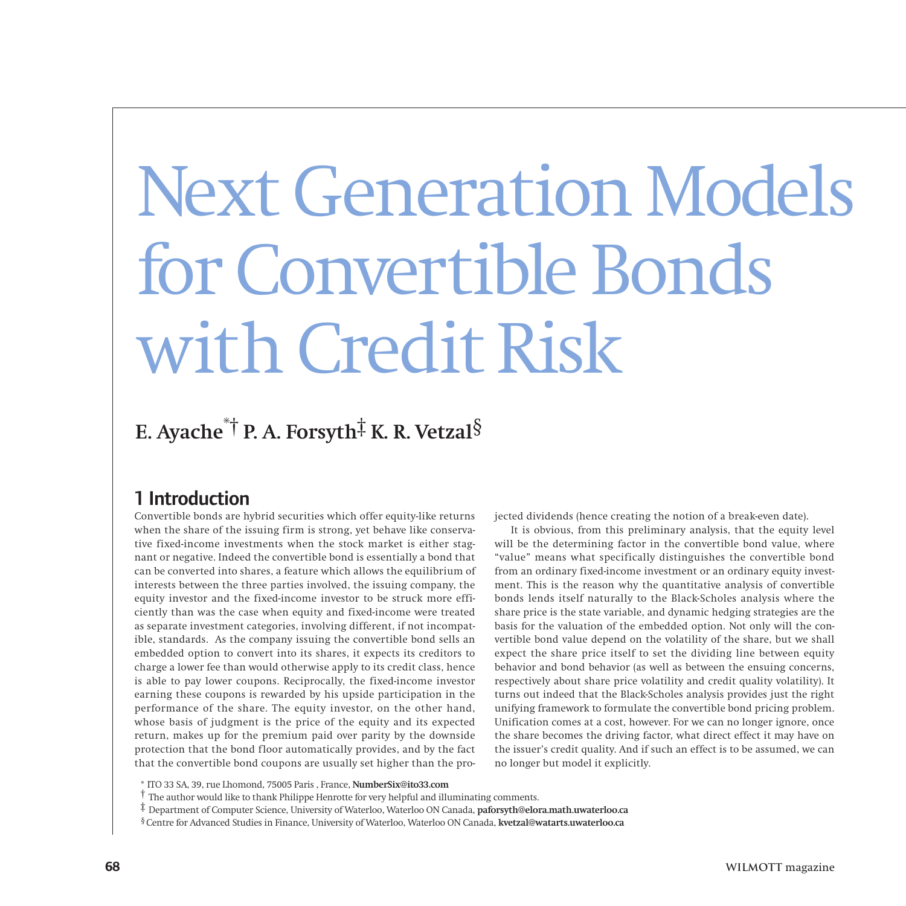# Next Generation Models for Convertible Bonds with Credit Risk

**E. Ayache[*†] P. A. Forsyth[‡] K. R. Vetzal[§]**

## 1 Introduction

Convertible bonds are hybrid securities which offer equity-like returns when the share of the issuing firm is strong, yet behave like conservative fixed-income investments when the stock market is either stagnant or negative. Indeed the convertible bond is essentially a bond that can be converted into shares, a feature which allows the equilibrium of interests between the three parties involved, the issuing company, the equity investor and the fixed-income investor to be struck more efficiently than was the case when equity and fixed-income were treated as separate investment categories, involving different, if not incompatible, standards. As the company issuing the convertible bond sells an embedded option to convert into its shares, it expects its creditors to charge a lower fee than would otherwise apply to its credit class, hence is able to pay lower coupons. Reciprocally, the fixed-income investor earning these coupons is rewarded by his upside participation in the performance of the share. The equity investor, on the other hand, whose basis of judgment is the price of the equity and its expected return, makes up for the premium paid over parity by the downside protection that the bond floor automatically provides, and by the fact that the convertible bond coupons are usually set higher than the projected dividends (hence creating the notion of a break-even date).

It is obvious, from this preliminary analysis, that the equity level will be the determining factor in the convertible bond value, where "value" means what specifically distinguishes the convertible bond from an ordinary fixed-income investment or an ordinary equity investment. This is the reason why the quantitative analysis of convertible bonds lends itself naturally to the Black-Scholes analysis where the share price is the state variable, and dynamic hedging strategies are the basis for the valuation of the embedded option. Not only will the convertible bond value depend on the volatility of the share, but we shall expect the share price itself to set the dividing line between equity behavior and bond behavior (as well as between the ensuing concerns, respectively about share price volatility and credit quality volatility). It turns out indeed that the Black-Scholes analysis provides just the right unifying framework to formulate the convertible bond pricing problem. Unification comes at a cost, however. For we can no longer ignore, once the share becomes the driving factor, what direct effect it may have on the issuer's credit quality. And if such an effect is to be assumed, we can no longer but model it explicitly.

[*] ITO 33 SA, 39, rue Lhomond, 75005 Paris , France, **NumberSix@ito33.com**

[†] The author would like to thank Philippe Henrotte for very helpful and illuminating comments.

[‡] Department of Computer Science, University of Waterloo, Waterloo ON Canada, **paforsyth@elora.math.uwaterloo.ca**

[§] Centre for Advanced Studies in Finance, University of Waterloo, Waterloo ON Canada, **kvetzal@watarts.uwaterloo.ca**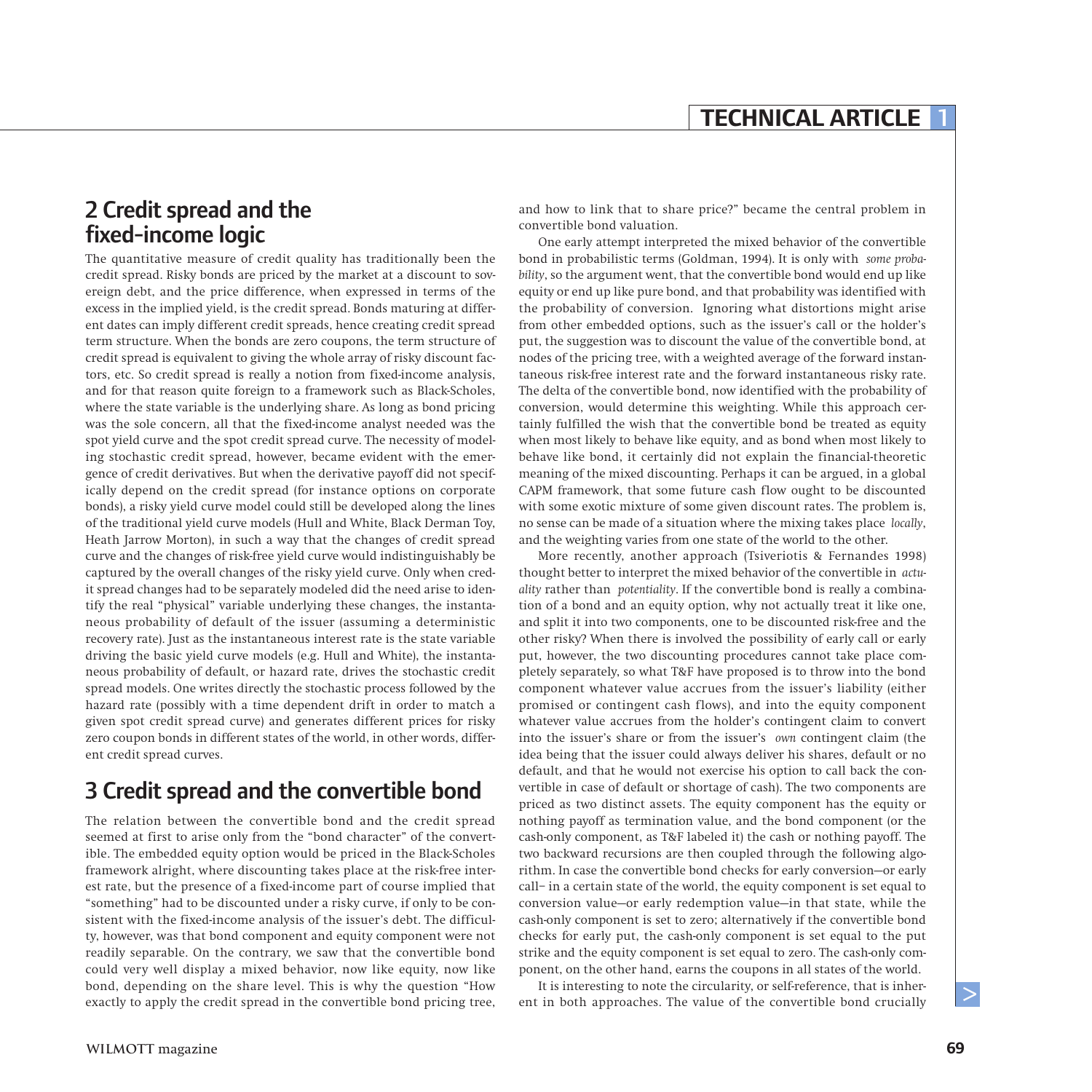## 2 Credit spread and the fixed-income logic

The quantitative measure of credit quality has traditionally been the credit spread. Risky bonds are priced by the market at a discount to sovereign debt, and the price difference, when expressed in terms of the excess in the implied yield, is the credit spread. Bonds maturing at different dates can imply different credit spreads, hence creating credit spread term structure. When the bonds are zero coupons, the term structure of credit spread is equivalent to giving the whole array of risky discount factors, etc. So credit spread is really a notion from fixed-income analysis, and for that reason quite foreign to a framework such as Black-Scholes, where the state variable is the underlying share. As long as bond pricing was the sole concern, all that the fixed-income analyst needed was the spot yield curve and the spot credit spread curve. The necessity of modeling stochastic credit spread, however, became evident with the emergence of credit derivatives. But when the derivative payoff did not specifically depend on the credit spread (for instance options on corporate bonds), a risky yield curve model could still be developed along the lines of the traditional yield curve models (Hull and White, Black Derman Toy, Heath Jarrow Morton), in such a way that the changes of credit spread curve and the changes of risk-free yield curve would indistinguishably be captured by the overall changes of the risky yield curve. Only when credit spread changes had to be separately modeled did the need arise to identify the real "physical" variable underlying these changes, the instantaneous probability of default of the issuer (assuming a deterministic recovery rate). Just as the instantaneous interest rate is the state variable driving the basic yield curve models (e.g. Hull and White), the instantaneous probability of default, or hazard rate, drives the stochastic credit spread models. One writes directly the stochastic process followed by the hazard rate (possibly with a time dependent drift in order to match a given spot credit spread curve) and generates different prices for risky zero coupon bonds in different states of the world, in other words, different credit spread curves.

## 3 Credit spread and the convertible bond

The relation between the convertible bond and the credit spread seemed at first to arise only from the "bond character" of the convertible. The embedded equity option would be priced in the Black-Scholes framework alright, where discounting takes place at the risk-free interest rate, but the presence of a fixed-income part of course implied that "something" had to be discounted under a risky curve, if only to be consistent with the fixed-income analysis of the issuer's debt. The difficulty, however, was that bond component and equity component were not readily separable. On the contrary, we saw that the convertible bond could very well display a mixed behavior, now like equity, now like bond, depending on the share level. This is why the question "How exactly to apply the credit spread in the convertible bond pricing tree, and how to link that to share price?" became the central problem in convertible bond valuation.

One early attempt interpreted the mixed behavior of the convertible bond in probabilistic terms (Goldman, 1994). It is only with *some probability*, so the argument went, that the convertible bond would end up like equity or end up like pure bond, and that probability was identified with the probability of conversion. Ignoring what distortions might arise from other embedded options, such as the issuer's call or the holder's put, the suggestion was to discount the value of the convertible bond, at nodes of the pricing tree, with a weighted average of the forward instantaneous risk-free interest rate and the forward instantaneous risky rate. The delta of the convertible bond, now identified with the probability of conversion, would determine this weighting. While this approach certainly fulfilled the wish that the convertible bond be treated as equity when most likely to behave like equity, and as bond when most likely to behave like bond, it certainly did not explain the financial-theoretic meaning of the mixed discounting. Perhaps it can be argued, in a global CAPM framework, that some future cash flow ought to be discounted with some exotic mixture of some given discount rates. The problem is, no sense can be made of a situation where the mixing takes place *locally*, and the weighting varies from one state of the world to the other.

More recently, another approach (Tsiveriotis & Fernandes 1998) thought better to interpret the mixed behavior of the convertible in *actuality* rather than *potentiality*. If the convertible bond is really a combination of a bond and an equity option, why not actually treat it like one, and split it into two components, one to be discounted risk-free and the other risky? When there is involved the possibility of early call or early put, however, the two discounting procedures cannot take place completely separately, so what T&F have proposed is to throw into the bond component whatever value accrues from the issuer's liability (either promised or contingent cash flows), and into the equity component whatever value accrues from the holder's contingent claim to convert into the issuer's share or from the issuer's *own* contingent claim (the idea being that the issuer could always deliver his shares, default or no default, and that he would not exercise his option to call back the convertible in case of default or shortage of cash). The two components are priced as two distinct assets. The equity component has the equity or nothing payoff as termination value, and the bond component (or the cash-only component, as T&F labeled it) the cash or nothing payoff. The two backward recursions are then coupled through the following algorithm. In case the convertible bond checks for early conversion—or early call– in a certain state of the world, the equity component is set equal to conversion value—or early redemption value—in that state, while the cash-only component is set to zero; alternatively if the convertible bond checks for early put, the cash-only component is set equal to the put strike and the equity component is set equal to zero. The cash-only component, on the other hand, earns the coupons in all states of the world.

It is interesting to note the circularity, or self-reference, that is inherent in both approaches. The value of the convertible bond crucially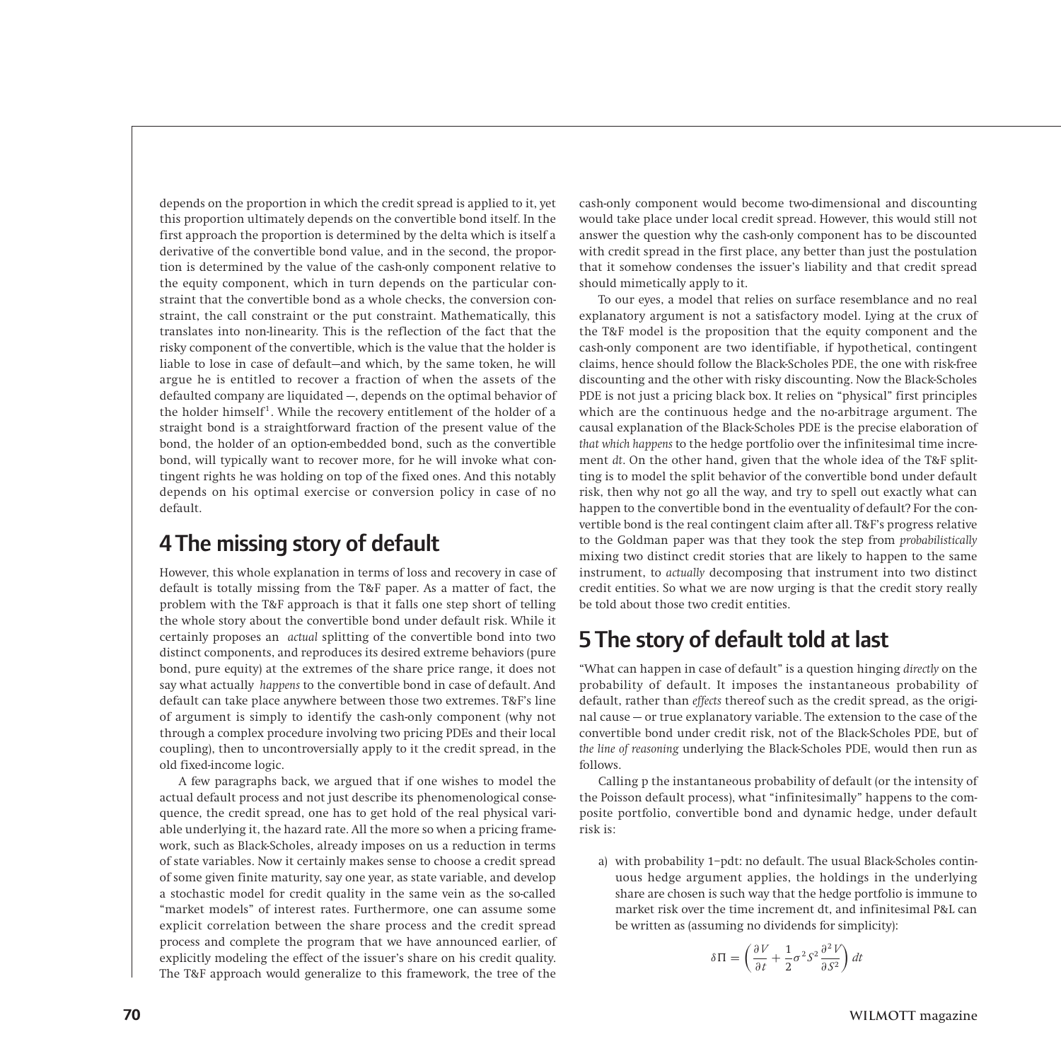depends on the proportion in which the credit spread is applied to it, yet this proportion ultimately depends on the convertible bond itself. In the first approach the proportion is determined by the delta which is itself a derivative of the convertible bond value, and in the second, the proportion is determined by the value of the cash-only component relative to the equity component, which in turn depends on the particular constraint that the convertible bond as a whole checks, the conversion constraint, the call constraint or the put constraint. Mathematically, this translates into non-linearity. This is the reflection of the fact that the risky component of the convertible, which is the value that the holder is liable to lose in case of default—and which, by the same token, he will argue he is entitled to recover a fraction of when the assets of the defaulted company are liquidated —, depends on the optimal behavior of the holder himself[1]. While the recovery entitlement of the holder of a straight bond is a straightforward fraction of the present value of the bond, the holder of an option-embedded bond, such as the convertible bond, will typically want to recover more, for he will invoke what contingent rights he was holding on top of the fixed ones. And this notably depends on his optimal exercise or conversion policy in case of no default.

## 4 The missing story of default

However, this whole explanation in terms of loss and recovery in case of default is totally missing from the T&F paper. As a matter of fact, the problem with the T&F approach is that it falls one step short of telling the whole story about the convertible bond under default risk. While it certainly proposes an *actual* splitting of the convertible bond into two distinct components, and reproduces its desired extreme behaviors (pure bond, pure equity) at the extremes of the share price range, it does not say what actually *happens* to the convertible bond in case of default. And default can take place anywhere between those two extremes. T&F's line of argument is simply to identify the cash-only component (why not through a complex procedure involving two pricing PDEs and their local coupling), then to uncontroversially apply to it the credit spread, in the old fixed-income logic.

A few paragraphs back, we argued that if one wishes to model the actual default process and not just describe its phenomenological consequence, the credit spread, one has to get hold of the real physical variable underlying it, the hazard rate. All the more so when a pricing framework, such as Black-Scholes, already imposes on us a reduction in terms of state variables. Now it certainly makes sense to choose a credit spread of some given finite maturity, say one year, as state variable, and develop a stochastic model for credit quality in the same vein as the so-called "market models" of interest rates. Furthermore, one can assume some explicit correlation between the share process and the credit spread process and complete the program that we have announced earlier, of explicitly modeling the effect of the issuer's share on his credit quality. The T&F approach would generalize to this framework, the tree of the cash-only component would become two-dimensional and discounting would take place under local credit spread. However, this would still not answer the question why the cash-only component has to be discounted with credit spread in the first place, any better than just the postulation that it somehow condenses the issuer's liability and that credit spread should mimetically apply to it.

To our eyes, a model that relies on surface resemblance and no real explanatory argument is not a satisfactory model. Lying at the crux of the T&F model is the proposition that the equity component and the cash-only component are two identifiable, if hypothetical, contingent claims, hence should follow the Black-Scholes PDE, the one with risk-free discounting and the other with risky discounting. Now the Black-Scholes PDE is not just a pricing black box. It relies on "physical" first principles which are the continuous hedge and the no-arbitrage argument. The causal explanation of the Black-Scholes PDE is the precise elaboration of *that which happens* to the hedge portfolio over the infinitesimal time increment $dt$. On the other hand, given that the whole idea of the T&F splitting is to model the split behavior of the convertible bond under default risk, then why not go all the way, and try to spell out exactly what can happen to the convertible bond in the eventuality of default? For the convertible bond is the real contingent claim after all. T&F's progress relative to the Goldman paper was that they took the step from *probabilistically* mixing two distinct credit stories that are likely to happen to the same instrument, to *actually* decomposing that instrument into two distinct credit entities. So what we are now urging is that the credit story really be told about those two credit entities.

## 5 The story of default told at last

"What can happen in case of default" is a question hinging *directly* on the probability of default. It imposes the instantaneous probability of default, rather than *effects* thereof such as the credit spread, as the original cause — or true explanatory variable. The extension to the case of the convertible bond under credit risk, not of the Black-Scholes PDE, but of *the line of reasoning* underlying the Black-Scholes PDE, would then run as follows.

Calling p the instantaneous probability of default (or the intensity of the Poisson default process), what "infinitesimally" happens to the composite portfolio, convertible bond and dynamic hedge, under default risk is:

a) with probability $1-pdt$: no default. The usual Black-Scholes continuous hedge argument applies, the holdings in the underlying share are chosen is such way that the hedge portfolio is immune to market risk over the time increment dt, and infinitesimal P&L can be written as (assuming no dividends for simplicity):

$$\delta\Pi = \left(\frac{\partial V}{\partial t} + \frac{1}{2}\sigma^2 S^2 \frac{\partial^2 V}{\partial S^2}\right) dt$$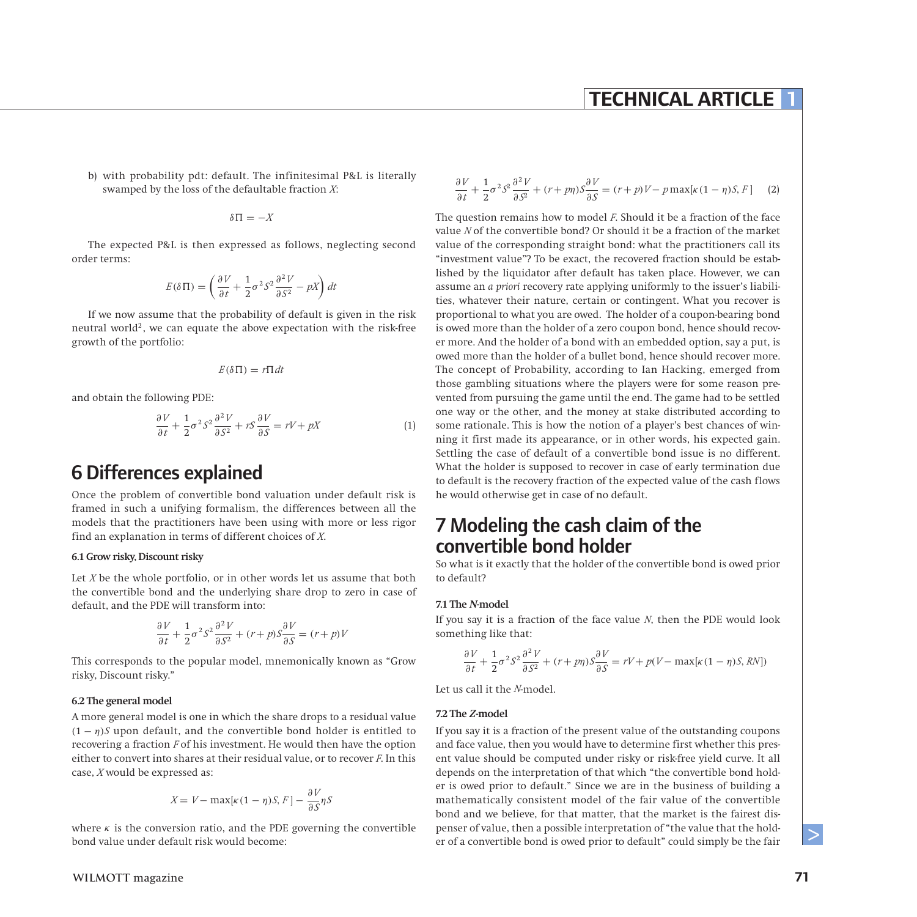b) with probability pdt: default. The infinitesimal P&L is literally swamped by the loss of the defaultable fraction $X$:

$$\delta\Pi = -X$$

The expected P&L is then expressed as follows, neglecting second order terms:

$$E(\delta\Pi) = \left(\frac{\partial V}{\partial t} + \frac{1}{2}\sigma^2 S^2 \frac{\partial^2 V}{\partial S^2} - pX\right) dt$$

If we now assume that the probability of default is given in the risk neutral world[2], we can equate the above expectation with the risk-free growth of the portfolio:

$$E(\delta\Pi) = r\Pi dt$$

and obtain the following PDE:

$$\frac{\partial V}{\partial t} + \frac{1}{2}\sigma^2 S^2 \frac{\partial^2 V}{\partial S^2} + rS\frac{\partial V}{\partial S} = rV + pX \tag{1}$$

## 6 Differences explained

Once the problem of convertible bond valuation under default risk is framed in such a unifying formalism, the differences between all the models that the practitioners have been using with more or less rigor find an explanation in terms of different choices of $X$.

### 6.1 Grow risky, Discount risky

Let $X$ be the whole portfolio, or in other words let us assume that both the convertible bond and the underlying share drop to zero in case of default, and the PDE will transform into:

$$\frac{\partial V}{\partial t} + \frac{1}{2}\sigma^2 S^2 \frac{\partial^2 V}{\partial S^2} + (r+p)S\frac{\partial V}{\partial S} = (r+p)V$$

This corresponds to the popular model, mnemonically known as "Grow risky, Discount risky."

### 6.2 The general model

A more general model is one in which the share drops to a residual value $(1-\eta)S$ upon default, and the convertible bond holder is entitled to recovering a fraction $F$ of his investment. He would then have the option either to convert into shares at their residual value, or to recover $F$. In this case, $X$ would be expressed as:

$$X = V - \max[\kappa(1-\eta)S, F] - \frac{\partial V}{\partial S}\eta S$$

where $\kappa$ is the conversion ratio, and the PDE governing the convertible bond value under default risk would become:

$$\frac{\partial V}{\partial t} + \frac{1}{2}\sigma^2 S^2 \frac{\partial^2 V}{\partial S^2} + (r+p\eta)S\frac{\partial V}{\partial S} = (r+p)V - p\max[\kappa(1-\eta)S, F] \tag{2}$$

The question remains how to model $F$. Should it be a fraction of the face value $N$ of the convertible bond? Or should it be a fraction of the market value of the corresponding straight bond: what the practitioners call its "investment value"? To be exact, the recovered fraction should be established by the liquidator after default has taken place. However, we can assume an *a priori* recovery rate applying uniformly to the issuer's liabilities, whatever their nature, certain or contingent. What you recover is proportional to what you are owed. The holder of a coupon-bearing bond is owed more than the holder of a zero coupon bond, hence should recover more. And the holder of a bond with an embedded option, say a put, is owed more than the holder of a bullet bond, hence should recover more. The concept of Probability, according to Ian Hacking, emerged from those gambling situations where the players were for some reason prevented from pursuing the game until the end. The game had to be settled one way or the other, and the money at stake distributed according to some rationale. This is how the notion of a player's best chances of winning it first made its appearance, or in other words, his expected gain. Settling the case of default of a convertible bond issue is no different. What the holder is supposed to recover in case of early termination due to default is the recovery fraction of the expected value of the cash flows he would otherwise get in case of no default.

## 7 Modeling the cash claim of the convertible bond holder

So what is it exactly that the holder of the convertible bond is owed prior to default?

### 7.1 The *N*-model

If you say it is a fraction of the face value $N$, then the PDE would look something like that:

$$\frac{\partial V}{\partial t} + \frac{1}{2}\sigma^2 S^2 \frac{\partial^2 V}{\partial S^2} + (r+p\eta)S\frac{\partial V}{\partial S} = rV + p(V - \max[\kappa(1-\eta)S, RN])$$

Let us call it the $N$-model.

### 7.2 The *Z*-model

If you say it is a fraction of the present value of the outstanding coupons and face value, then you would have to determine first whether this present value should be computed under risky or risk-free yield curve. It all depends on the interpretation of that which "the convertible bond holder is owed prior to default." Since we are in the business of building a mathematically consistent model of the fair value of the convertible bond and we believe, for that matter, that the market is the fairest dispenser of value, then a possible interpretation of "the value that the holder of a convertible bond is owed prior to default" could simply be the fair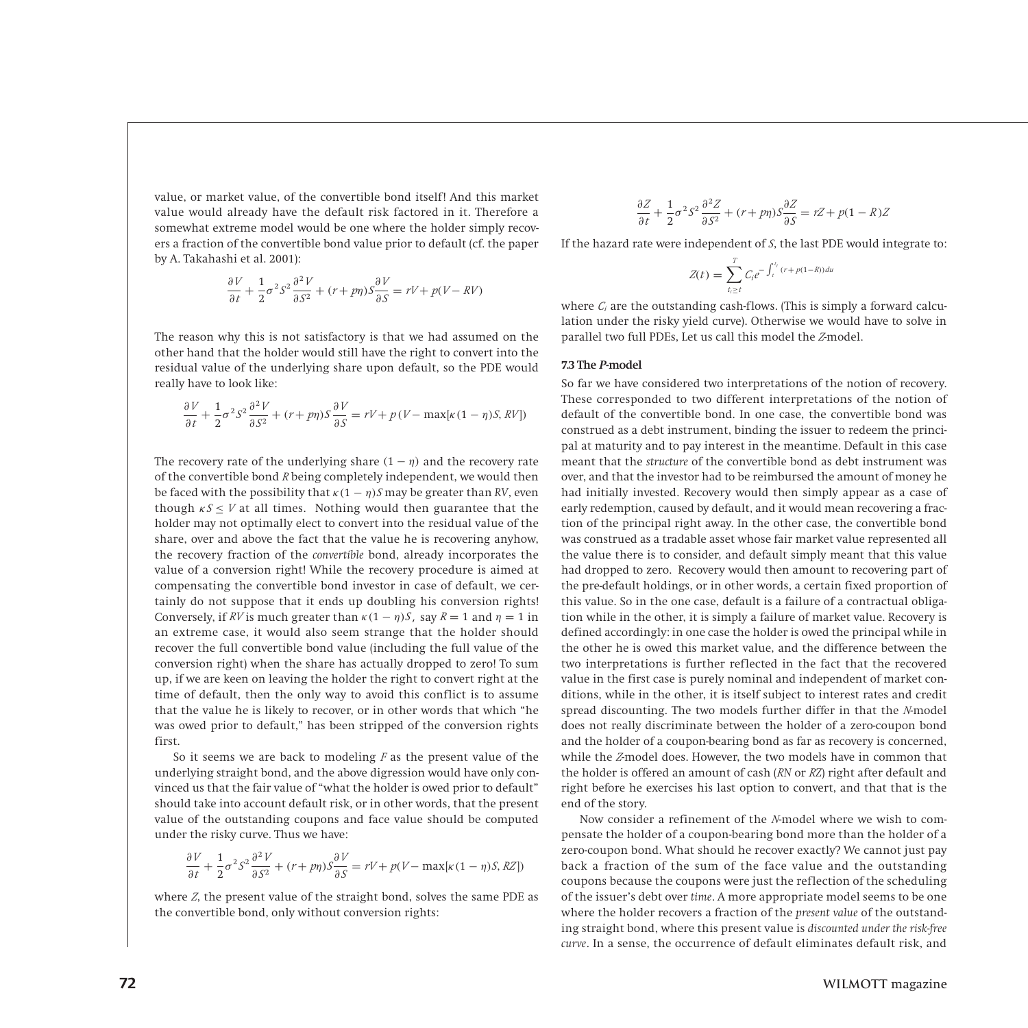value, or market value, of the convertible bond itself! And this market value would already have the default risk factored in it. Therefore a somewhat extreme model would be one where the holder simply recovers a fraction of the convertible bond value prior to default (cf. the paper by A. Takahashi et al. 2001):

$$\frac{\partial V}{\partial t} + \frac{1}{2}\sigma^2 S^2 \frac{\partial^2 V}{\partial S^2} + (r + p\eta) S \frac{\partial V}{\partial S} = rV + p(V - RV)$$

The reason why this is not satisfactory is that we had assumed on the other hand that the holder would still have the right to convert into the residual value of the underlying share upon default, so the PDE would really have to look like:

$$\frac{\partial V}{\partial t} + \frac{1}{2}\sigma^2 S^2 \frac{\partial^2 V}{\partial S^2} + (r + p\eta) S \frac{\partial V}{\partial S} = rV + p(V - \max[\kappa(1-\eta)S, RV])$$

The recovery rate of the underlying share $(1 - \eta)$ and the recovery rate of the convertible bond $R$ being completely independent, we would then be faced with the possibility that $\kappa(1-\eta)S$ may be greater than $RV$, even though $\kappa S \leq V$ at all times. Nothing would then guarantee that the holder may not optimally elect to convert into the residual value of the share, over and above the fact that the value he is recovering anyhow, the recovery fraction of the *convertible* bond, already incorporates the value of a conversion right! While the recovery procedure is aimed at compensating the convertible bond investor in case of default, we certainly do not suppose that it ends up doubling his conversion rights! Conversely, if $RV$ is much greater than $\kappa(1-\eta)S$, say $R = 1$ and $\eta = 1$ in an extreme case, it would also seem strange that the holder should recover the full convertible bond value (including the full value of the conversion right) when the share has actually dropped to zero! To sum up, if we are keen on leaving the holder the right to convert right at the time of default, then the only way to avoid this conflict is to assume that the value he is likely to recover, or in other words that which "he was owed prior to default," has been stripped of the conversion rights first.

So it seems we are back to modeling $F$ as the present value of the underlying straight bond, and the above digression would have only convinced us that the fair value of "what the holder is owed prior to default" should take into account default risk, or in other words, that the present value of the outstanding coupons and face value should be computed under the risky curve. Thus we have:

$$\frac{\partial V}{\partial t} + \frac{1}{2}\sigma^2 S^2 \frac{\partial^2 V}{\partial S^2} + (r + p\eta) S \frac{\partial V}{\partial S} = rV + p(V - \max[\kappa(1-\eta)S, RZ])$$

where $Z$, the present value of the straight bond, solves the same PDE as the convertible bond, only without conversion rights:

$$\frac{\partial Z}{\partial t} + \frac{1}{2}\sigma^2 S^2 \frac{\partial^2 Z}{\partial S^2} + (r + p\eta) S \frac{\partial Z}{\partial S} = rZ + p(1 - R)Z$$

If the hazard rate were independent of $S$, the last PDE would integrate to:

$$Z(t) = \sum_{t_i \geq t}^{T} C_i e^{-\int_t^{t_i} (r + p(1-R))du}$$

where $C_i$ are the outstanding cash-flows. (This is simply a forward calculation under the risky yield curve). Otherwise we would have to solve in parallel two full PDEs, Let us call this model the *Z*-model.

### 7.3 The *P*-model

So far we have considered two interpretations of the notion of recovery. These corresponded to two different interpretations of the notion of default of the convertible bond. In one case, the convertible bond was construed as a debt instrument, binding the issuer to redeem the principal at maturity and to pay interest in the meantime. Default in this case meant that the *structure* of the convertible bond as debt instrument was over, and that the investor had to be reimbursed the amount of money he had initially invested. Recovery would then simply appear as a case of early redemption, caused by default, and it would mean recovering a fraction of the principal right away. In the other case, the convertible bond was construed as a tradable asset whose fair market value represented all the value there is to consider, and default simply meant that this value had dropped to zero. Recovery would then amount to recovering part of the pre-default holdings, or in other words, a certain fixed proportion of this value. So in the one case, default is a failure of a contractual obligation while in the other, it is simply a failure of market value. Recovery is defined accordingly: in one case the holder is owed the principal while in the other he is owed this market value, and the difference between the two interpretations is further reflected in the fact that the recovered value in the first case is purely nominal and independent of market conditions, while in the other, it is itself subject to interest rates and credit spread discounting. The two models further differ in that the *N*-model does not really discriminate between the holder of a zero-coupon bond and the holder of a coupon-bearing bond as far as recovery is concerned, while the *Z*-model does. However, the two models have in common that the holder is offered an amount of cash ($RN$ or $RZ$) right after default and right before he exercises his last option to convert, and that that is the end of the story.

Now consider a refinement of the *N*-model where we wish to compensate the holder of a coupon-bearing bond more than the holder of a zero-coupon bond. What should he recover exactly? We cannot just pay back a fraction of the sum of the face value and the outstanding coupons because the coupons were just the reflection of the scheduling of the issuer's debt over *time*. A more appropriate model seems to be one where the holder recovers a fraction of the *present value* of the outstanding straight bond, where this present value is *discounted under the risk-free curve*. In a sense, the occurrence of default eliminates default risk, and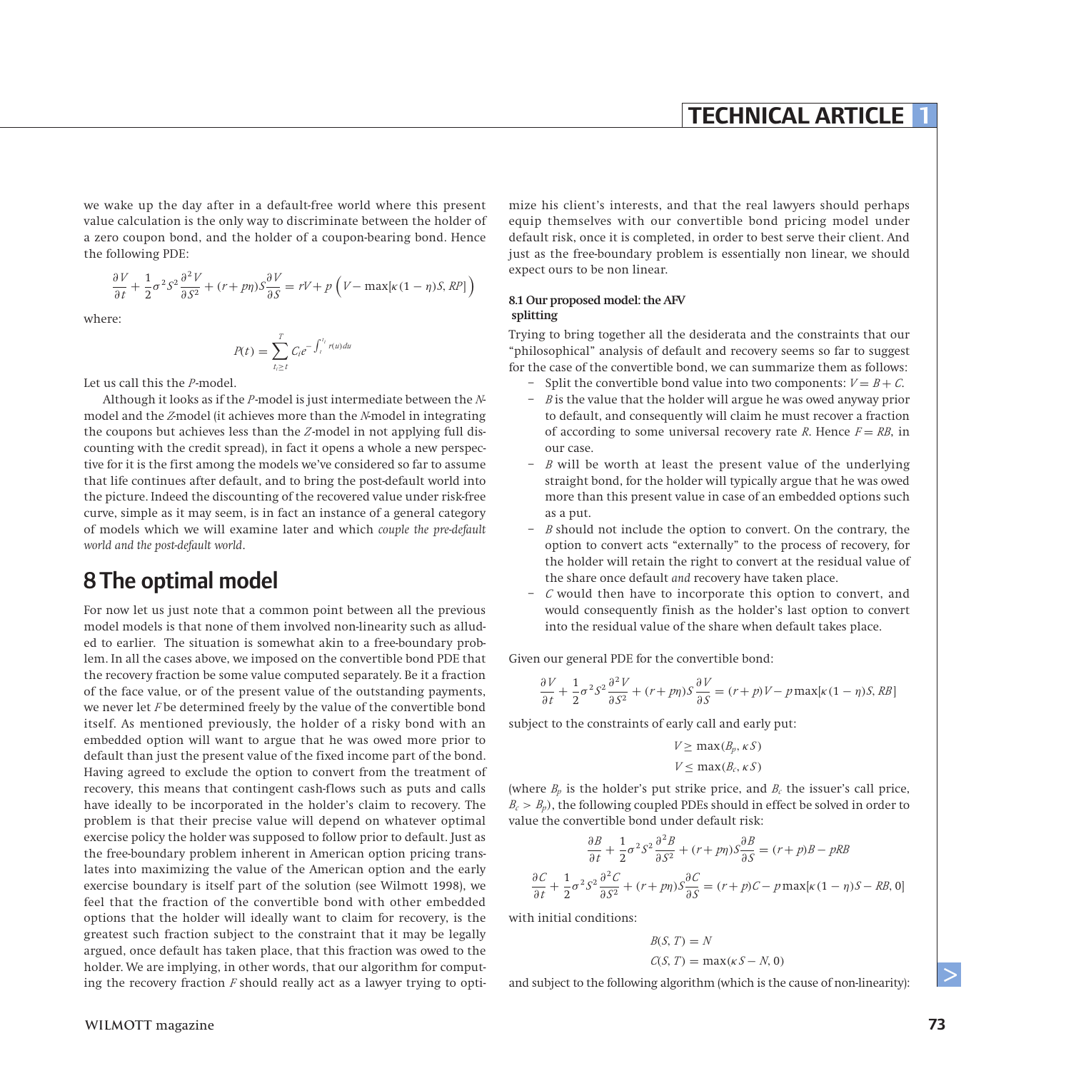we wake up the day after in a default-free world where this present value calculation is the only way to discriminate between the holder of a zero coupon bond, and the holder of a coupon-bearing bond. Hence the following PDE:

$$\frac{\partial V}{\partial t} + \frac{1}{2}\sigma^2 S^2 \frac{\partial^2 V}{\partial S^2} + (r + p\eta) S \frac{\partial V}{\partial S} = rV + p\left(V - \max[\kappa(1-\eta)S, RP]\right)$$

where:

$$P(t) = \sum_{t_i \geq t}^{T} C_i e^{-\int_t^{t_i} r(u)du}$$

Let us call this the $P$-model.

Although it looks as if the $P$-model is just intermediate between the $N$-model and the $Z$-model (it achieves more than the $N$-model in integrating the coupons but achieves less than the $Z$-model in not applying full discounting with the credit spread), in fact it opens a whole a new perspective for it is the first among the models we've considered so far to assume that life continues after default, and to bring the post-default world into the picture. Indeed the discounting of the recovered value under risk-free curve, simple as it may seem, is in fact an instance of a general category of models which we will examine later and which *couple the pre-default world and the post-default world*.

# 8 The optimal model

For now let us just note that a common point between all the previous model models is that none of them involved non-linearity such as alluded to earlier. The situation is somewhat akin to a free-boundary problem. In all the cases above, we imposed on the convertible bond PDE that the recovery fraction be some value computed separately. Be it a fraction of the face value, or of the present value of the outstanding payments, we never let $F$ be determined freely by the value of the convertible bond itself. As mentioned previously, the holder of a risky bond with an embedded option will want to argue that he was owed more prior to default than just the present value of the fixed income part of the bond. Having agreed to exclude the option to convert from the treatment of recovery, this means that contingent cash-flows such as puts and calls have ideally to be incorporated in the holder's claim to recovery. The problem is that their precise value will depend on whatever optimal exercise policy the holder was supposed to follow prior to default. Just as the free-boundary problem inherent in American option pricing translates into maximizing the value of the American option and the early exercise boundary is itself part of the solution (see Wilmott 1998), we feel that the fraction of the convertible bond with other embedded options that the holder will ideally want to claim for recovery, is the greatest such fraction subject to the constraint that it may be legally argued, once default has taken place, that this fraction was owed to the holder. We are implying, in other words, that our algorithm for computing the recovery fraction $F$ should really act as a lawyer trying to optimize his client's interests, and that the real lawyers should perhaps equip themselves with our convertible bond pricing model under default risk, once it is completed, in order to best serve their client. And just as the free-boundary problem is essentially non linear, we should expect ours to be non linear.

### 8.1 Our proposed model: the AFV splitting

Trying to bring together all the desiderata and the constraints that our "philosophical" analysis of default and recovery seems so far to suggest for the case of the convertible bond, we can summarize them as follows:

- Split the convertible bond value into two components: $V = B + C$.
- $B$ is the value that the holder will argue he was owed anyway prior to default, and consequently will claim he must recover a fraction of according to some universal recovery rate $R$. Hence $F = RB$, in our case.
- $B$ will be worth at least the present value of the underlying straight bond, for the holder will typically argue that he was owed more than this present value in case of an embedded options such as a put.
- $B$ should not include the option to convert. On the contrary, the option to convert acts "externally" to the process of recovery, for the holder will retain the right to convert at the residual value of the share once default *and* recovery have taken place.
- $C$ would then have to incorporate this option to convert, and would consequently finish as the holder's last option to convert into the residual value of the share when default takes place.

Given our general PDE for the convertible bond:

$$\frac{\partial V}{\partial t} + \frac{1}{2}\sigma^2 S^2 \frac{\partial^2 V}{\partial S^2} + (r + p\eta) S \frac{\partial V}{\partial S} = (r + p)V - p\max[\kappa(1-\eta)S, RB]$$

subject to the constraints of early call and early put:

$$V \geq \max(B_p, \kappa S)$$
$$V \leq \max(B_c, \kappa S)$$

(where $B_p$ is the holder's put strike price, and $B_c$ the issuer's call price, $B_c > B_p$), the following coupled PDEs should in effect be solved in order to value the convertible bond under default risk:

$$\frac{\partial B}{\partial t} + \frac{1}{2}\sigma^2 S^2 \frac{\partial^2 B}{\partial S^2} + (r + p\eta) S \frac{\partial B}{\partial S} = (r + p)B - pRB$$

$$\frac{\partial C}{\partial t} + \frac{1}{2}\sigma^2 S^2 \frac{\partial^2 C}{\partial S^2} + (r + p\eta) S \frac{\partial C}{\partial S} = (r + p)C - p\max[\kappa(1-\eta)S - RB, 0]$$

with initial conditions:

$$B(S, T) = N$$
$$C(S, T) = \max(\kappa S - N, 0)$$

and subject to the following algorithm (which is the cause of non-linearity):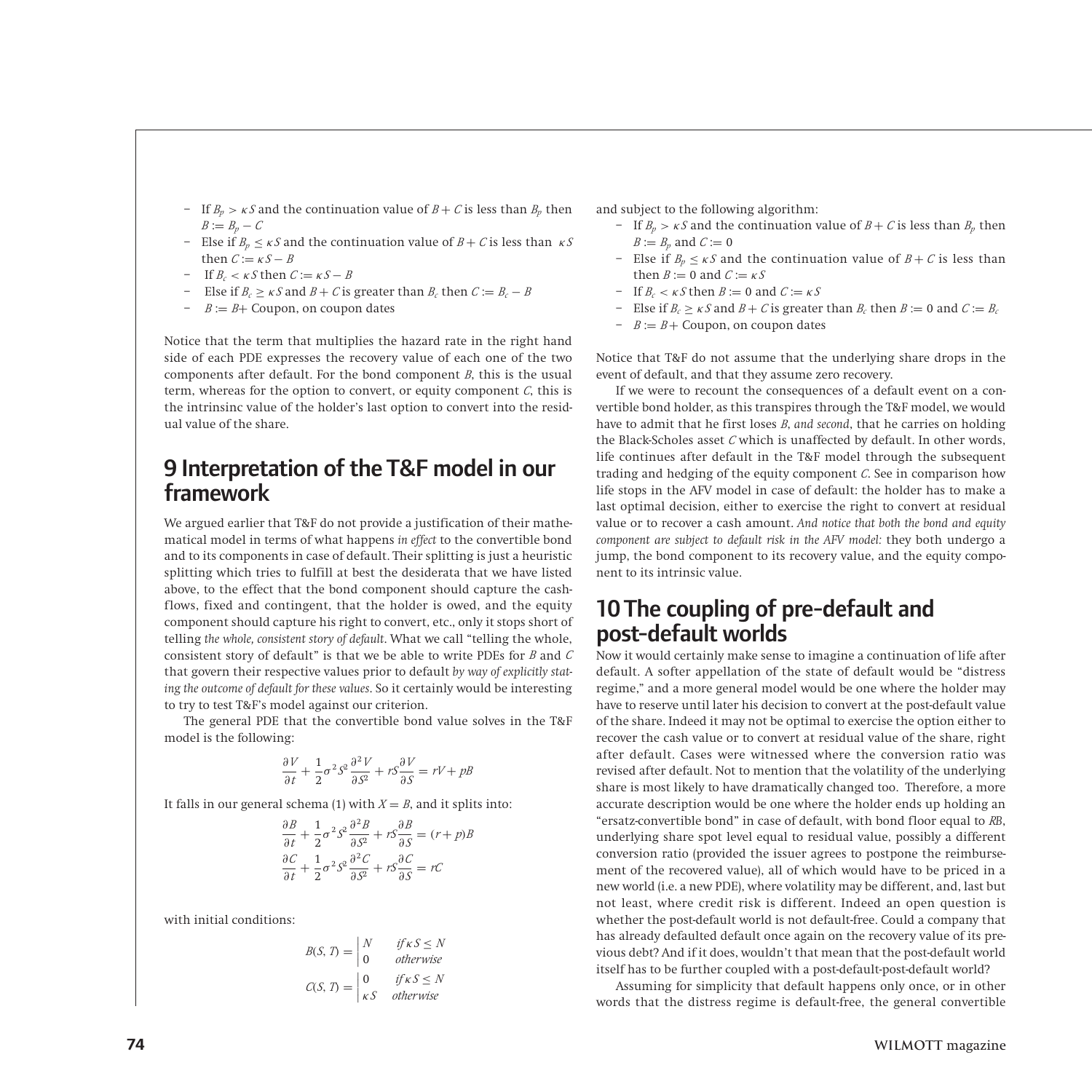- If $B_p > \kappa S$ and the continuation value of $B + C$ is less than $B_p$ then $B := B_p - C$
- Else if $B_p \leq \kappa S$ and the continuation value of $B + C$ is less than $\kappa S$ then $C := \kappa S - B$
- If $B_c < \kappa S$ then $C := \kappa S - B$
- Else if $B_c \geq \kappa S$ and $B + C$ is greater than $B_c$ then $C := B_c - B$
- $B := B +$ Coupon, on coupon dates

Notice that the term that multiplies the hazard rate in the right hand side of each PDE expresses the recovery value of each one of the two components after default. For the bond component $B$, this is the usual term, whereas for the option to convert, or equity component $C$, this is the intrinsinc value of the holder's last option to convert into the residual value of the share.

## 9 Interpretation of the T&F model in our framework

We argued earlier that T&F do not provide a justification of their mathematical model in terms of what happens *in effect* to the convertible bond and to its components in case of default. Their splitting is just a heuristic splitting which tries to fulfill at best the desiderata that we have listed above, to the effect that the bond component should capture the cashflows, fixed and contingent, that the holder is owed, and the equity component should capture his right to convert, etc., only it stops short of telling *the whole, consistent story of default*. What we call "telling the whole, consistent story of default" is that we be able to write PDEs for $B$ and $C$ that govern their respective values prior to default *by way of explicitly stating the outcome of default for these values*. So it certainly would be interesting to try to test T&F's model against our criterion.

The general PDE that the convertible bond value solves in the T&F model is the following:

$$\frac{\partial V}{\partial t} + \frac{1}{2}\sigma^2 S^2 \frac{\partial^2 V}{\partial S^2} + rS\frac{\partial V}{\partial S} = rV + pB$$

It falls in our general schema (1) with $X = B$, and it splits into:

$$\frac{\partial B}{\partial t} + \frac{1}{2}\sigma^2 S^2 \frac{\partial^2 B}{\partial S^2} + rS\frac{\partial B}{\partial S} = (r + p)B$$
$$\frac{\partial C}{\partial t} + \frac{1}{2}\sigma^2 S^2 \frac{\partial^2 C}{\partial S^2} + rS\frac{\partial C}{\partial S} = rC$$

with initial conditions:

$$B(S, T) = \begin{cases} N & \text{if } \kappa S \leq N \\ 0 & \text{otherwise} \end{cases}$$
$$C(S, T) = \begin{cases} 0 & \text{if } \kappa S \leq N \\ \kappa S & \text{otherwise} \end{cases}$$

and subject to the following algorithm:

- If $B_p > \kappa S$ and the continuation value of $B + C$ is less than $B_p$ then $B := B_p$ and $C := 0$
- Else if $B_p \leq \kappa S$ and the continuation value of $B + C$ is less than then $B := 0$ and $C := \kappa S$
- If $B_c < \kappa S$ then $B := 0$ and $C := \kappa S$
- Else if $B_c \geq \kappa S$ and $B + C$ is greater than $B_c$ then $B := 0$ and $C := B_c$
- $B := B +$ Coupon, on coupon dates

Notice that T&F do not assume that the underlying share drops in the event of default, and that they assume zero recovery.

If we were to recount the consequences of a default event on a convertible bond holder, as this transpires through the T&F model, we would have to admit that he first loses $B$, *and second*, that he carries on holding the Black-Scholes asset $C$ which is unaffected by default. In other words, life continues after default in the T&F model through the subsequent trading and hedging of the equity component $C$. See in comparison how life stops in the AFV model in case of default: the holder has to make a last optimal decision, either to exercise the right to convert at residual value or to recover a cash amount. *And notice that both the bond and equity component are subject to default risk in the AFV model:* they both undergo a jump, the bond component to its recovery value, and the equity component to its intrinsic value.

## 10 The coupling of pre-default and post-default worlds

Now it would certainly make sense to imagine a continuation of life after default. A softer appellation of the state of default would be "distress regime," and a more general model would be one where the holder may have to reserve until later his decision to convert at the post-default value of the share. Indeed it may not be optimal to exercise the option either to recover the cash value or to convert at residual value of the share, right after default. Cases were witnessed where the conversion ratio was revised after default. Not to mention that the volatility of the underlying share is most likely to have dramatically changed too. Therefore, a more accurate description would be one where the holder ends up holding an "ersatz-convertible bond" in case of default, with bond floor equal to $RB$, underlying share spot level equal to residual value, possibly a different conversion ratio (provided the issuer agrees to postpone the reimbursement of the recovered value), all of which would have to be priced in a new world (i.e. a new PDE), where volatility may be different, and, last but not least, where credit risk is different. Indeed an open question is whether the post-default world is not default-free. Could a company that has already defaulted default once again on the recovery value of its previous debt? And if it does, wouldn't that mean that the post-default world itself has to be further coupled with a post-default-post-default world?

Assuming for simplicity that default happens only once, or in other words that the distress regime is default-free, the general convertible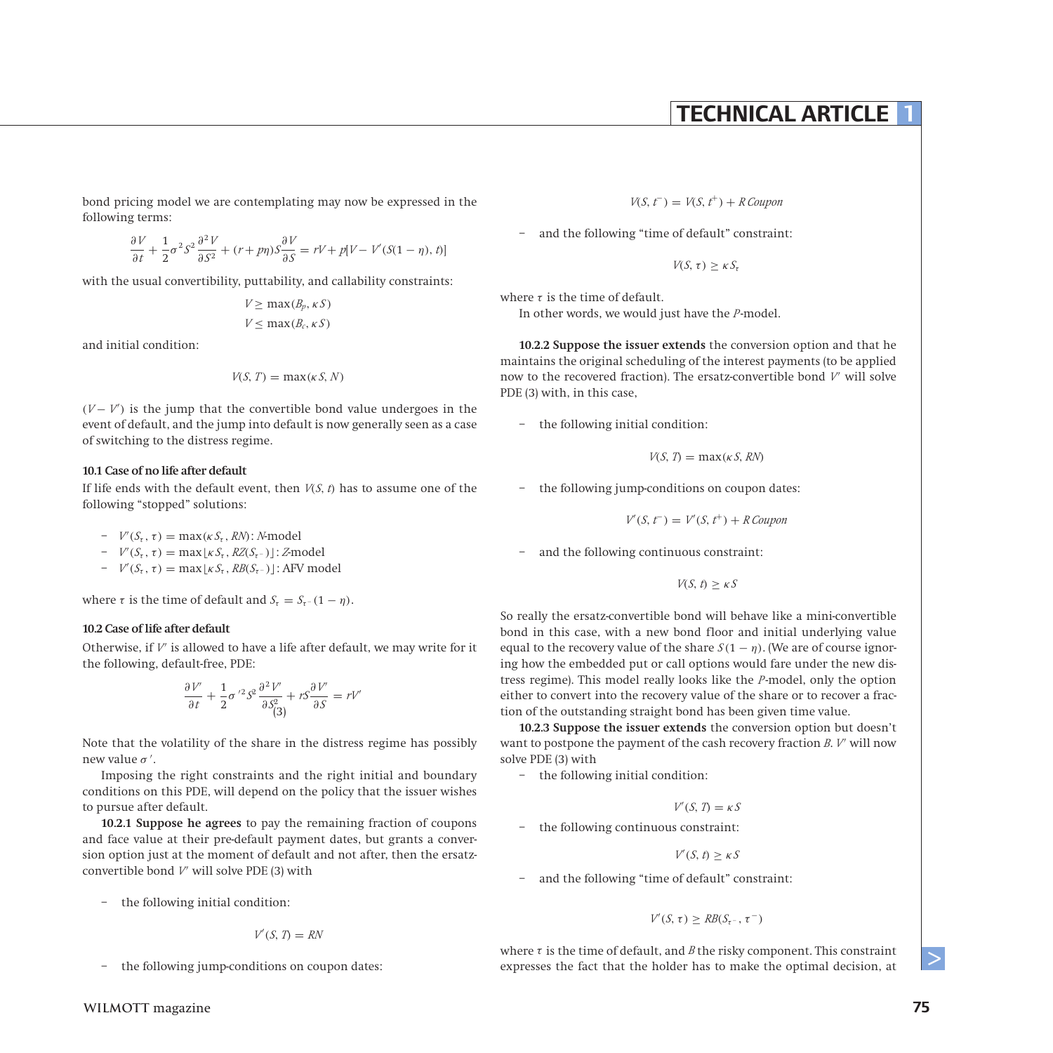bond pricing model we are contemplating may now be expressed in the following terms:

$$\frac{\partial V}{\partial t} + \frac{1}{2}\sigma^2 S^2 \frac{\partial^2 V}{\partial S^2} + (r + p\eta) S \frac{\partial V}{\partial S} = rV + p[V - V'(S(1-\eta), t)]$$

with the usual convertibility, puttability, and callability constraints:

$$V \geq \max(B_p, \kappa S)$$
$$V \leq \max(B_c, \kappa S)$$

and initial condition:

$$V(S, T) = \max(\kappa S, N)$$

$(V - V')$ is the jump that the convertible bond value undergoes in the event of default, and the jump into default is now generally seen as a case of switching to the distress regime.

#### 10.1 Case of no life after default

If life ends with the default event, then $V(S, t)$ has to assume one of the following "stopped" solutions:

- $V'(S_\tau, \tau) = \max(\kappa S_\tau, RN)$: *N*-model
- $V'(S_\tau, \tau) = \max\lfloor \kappa S_\tau, RZ(S_{\tau^-}) \rfloor$: *Z*-model
- $V'(S_\tau, \tau) = \max\lfloor \kappa S_\tau, RB(S_{\tau^-}) \rfloor$: AFV model

where $\tau$ is the time of default and $S_\tau = S_{\tau^-}(1-\eta)$.

#### 10.2 Case of life after default

Otherwise, if $V'$ is allowed to have a life after default, we may write for it the following, default-free, PDE:

$$\frac{\partial V'}{\partial t} + \frac{1}{2}\sigma'^2 S^2 \frac{\partial^2 V'}{\partial S^2} + rS\frac{\partial V'}{\partial S} = rV' \quad (3)$$

Note that the volatility of the share in the distress regime has possibly new value $\sigma'$.

Imposing the right constraints and the right initial and boundary conditions on this PDE, will depend on the policy that the issuer wishes to pursue after default.

**10.2.1 Suppose he agrees** to pay the remaining fraction of coupons and face value at their pre-default payment dates, but grants a conversion option just at the moment of default and not after, then the ersatz-convertible bond $V'$ will solve PDE (3) with

- the following initial condition:

$$V'(S, T) = RN$$

- the following jump-conditions on coupon dates:

$$V(S, t^-) = V(S, t^+) + R\,Coupon$$

- and the following "time of default" constraint:

$$V(S, \tau) \geq \kappa S_\tau$$

where $\tau$ is the time of default.

In other words, we would just have the *P*-model.

**10.2.2 Suppose the issuer extends** the conversion option and that he maintains the original scheduling of the interest payments (to be applied now to the recovered fraction). The ersatz-convertible bond $V'$ will solve PDE (3) with, in this case,

- the following initial condition:

$$V(S, T) = \max(\kappa S, RN)$$

- the following jump-conditions on coupon dates:

$$V'(S, t^-) = V'(S, t^+) + R\,Coupon$$

- and the following continuous constraint:

$$V(S, t) \geq \kappa S$$

So really the ersatz-convertible bond will behave like a mini-convertible bond in this case, with a new bond floor and initial underlying value equal to the recovery value of the share $S(1-\eta)$. (We are of course ignoring how the embedded put or call options would fare under the new distress regime). This model really looks like the *P*-model, only the option either to convert into the recovery value of the share or to recover a fraction of the outstanding straight bond has been given time value.

**10.2.3 Suppose the issuer extends** the conversion option but doesn't want to postpone the payment of the cash recovery fraction *B*. $V'$ will now solve PDE (3) with

- the following initial condition:

$$V'(S, T) = \kappa S$$

- the following continuous constraint:

$$V'(S, t) \geq \kappa S$$

- and the following "time of default" constraint:

$$V'(S, \tau) \geq RB(S_{\tau^-}, \tau^-)$$

where $\tau$ is the time of default, and $B$ the risky component. This constraint expresses the fact that the holder has to make the optimal decision, at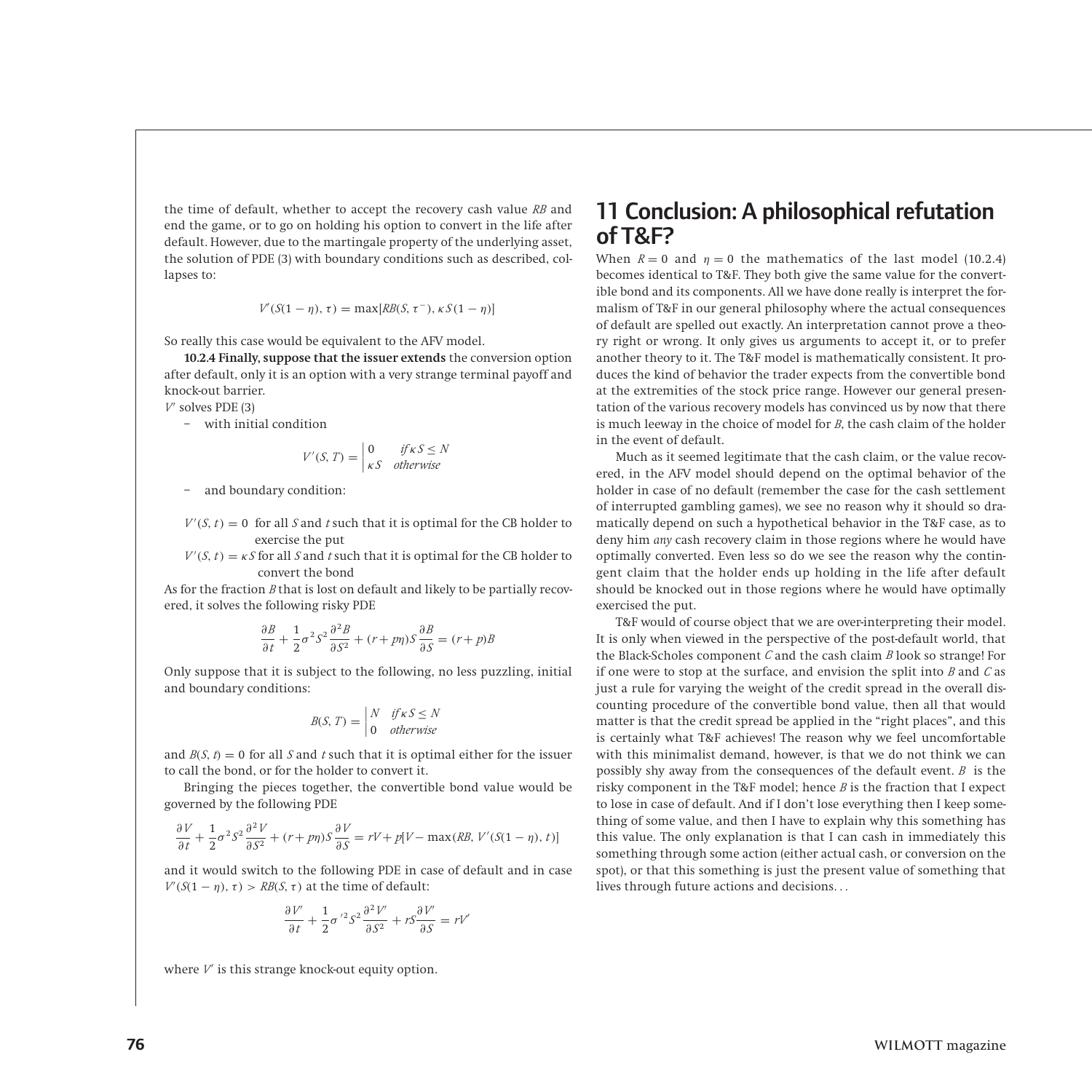the time of default, whether to accept the recovery cash value $RB$ and end the game, or to go on holding his option to convert in the life after default. However, due to the martingale property of the underlying asset, the solution of PDE (3) with boundary conditions such as described, collapses to:

$$V'(S(1-\eta), \tau) = \max[RB(S, \tau^{-}), \kappa S(1-\eta)]$$

So really this case would be equivalent to the AFV model.

**10.2.4 Finally, suppose that the issuer extends** the conversion option after default, only it is an option with a very strange terminal payoff and knock-out barrier.

$V'$ solves PDE (3)

- with initial condition

$$V'(S, T) = \begin{vmatrix} 0 & \text{if } \kappa S \leq N \\ \kappa S & \text{otherwise} \end{vmatrix}$$

- and boundary condition:

$V'(S, t) = 0$ for all $S$ and $t$ such that it is optimal for the CB holder to exercise the put

$V'(S, t) = \kappa S$ for all $S$ and $t$ such that it is optimal for the CB holder to convert the bond

As for the fraction $B$ that is lost on default and likely to be partially recovered, it solves the following risky PDE

$$\frac{\partial B}{\partial t} + \frac{1}{2}\sigma^2 S^2 \frac{\partial^2 B}{\partial S^2} + (r + p\eta) S \frac{\partial B}{\partial S} = (r + p)B$$

Only suppose that it is subject to the following, no less puzzling, initial and boundary conditions:

$$B(S, T) = \begin{vmatrix} N & \text{if } \kappa S \leq N \\ 0 & \text{otherwise} \end{vmatrix}$$

and $B(S, t) = 0$ for all $S$ and $t$ such that it is optimal either for the issuer to call the bond, or for the holder to convert it.

Bringing the pieces together, the convertible bond value would be governed by the following PDE

$$\frac{\partial V}{\partial t} + \frac{1}{2}\sigma^2 S^2 \frac{\partial^2 V}{\partial S^2} + (r + p\eta) S \frac{\partial V}{\partial S} = rV + p[V - \max(RB, V'(S(1-\eta), t)]$$

and it would switch to the following PDE in case of default and in case $V'(S(1-\eta), \tau) > RB(S, \tau)$ at the time of default:

$$\frac{\partial V'}{\partial t} + \frac{1}{2}\sigma'^2 S^2 \frac{\partial^2 V'}{\partial S^2} + rS\frac{\partial V'}{\partial S} = rV'$$

where $V'$ is this strange knock-out equity option.

## 11 Conclusion: A philosophical refutation of T&F?

When $R = 0$ and $\eta = 0$ the mathematics of the last model (10.2.4) becomes identical to T&F. They both give the same value for the convertible bond and its components. All we have done really is interpret the formalism of T&F in our general philosophy where the actual consequences of default are spelled out exactly. An interpretation cannot prove a theory right or wrong. It only gives us arguments to accept it, or to prefer another theory to it. The T&F model is mathematically consistent. It produces the kind of behavior the trader expects from the convertible bond at the extremities of the stock price range. However our general presentation of the various recovery models has convinced us by now that there is much leeway in the choice of model for $B$, the cash claim of the holder in the event of default.

Much as it seemed legitimate that the cash claim, or the value recovered, in the AFV model should depend on the optimal behavior of the holder in case of no default (remember the case for the cash settlement of interrupted gambling games), we see no reason why it should so dramatically depend on such a hypothetical behavior in the T&F case, as to deny him *any* cash recovery claim in those regions where he would have optimally converted. Even less so do we see the reason why the contingent claim that the holder ends up holding in the life after default should be knocked out in those regions where he would have optimally exercised the put.

T&F would of course object that we are over-interpreting their model. It is only when viewed in the perspective of the post-default world, that the Black-Scholes component $C$ and the cash claim $B$ look so strange! For if one were to stop at the surface, and envision the split into $B$ and $C$ as just a rule for varying the weight of the credit spread in the overall discounting procedure of the convertible bond value, then all that would matter is that the credit spread be applied in the "right places", and this is certainly what T&F achieves! The reason why we feel uncomfortable with this minimalist demand, however, is that we do not think we can possibly shy away from the consequences of the default event. $B$ is the risky component in the T&F model; hence $B$ is the fraction that I expect to lose in case of default. And if I don't lose everything then I keep something of some value, and then I have to explain why this something has this value. The only explanation is that I can cash in immediately this something through some action (either actual cash, or conversion on the spot), or that this something is just the present value of something that lives through future actions and decisions...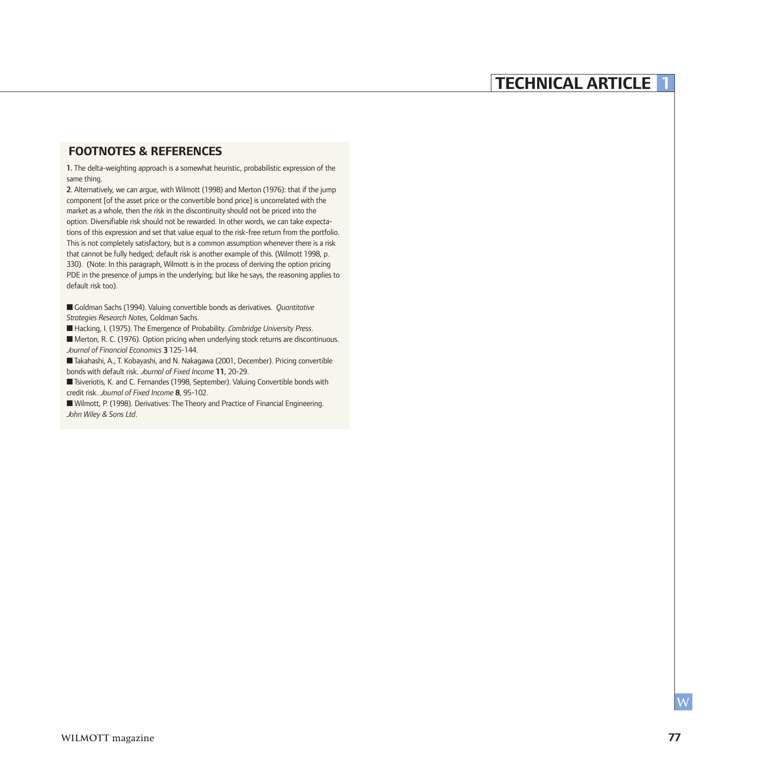## FOOTNOTES & REFERENCES

**1.** The delta-weighting approach is a somewhat heuristic, probabilistic expression of the same thing.

**2**. Alternatively, we can argue, with Wilmott (1998) and Merton (1976): that if the jump component [of the asset price or the convertible bond price] is uncorrelated with the market as a whole, then the risk in the discontinuity should not be priced into the option. Diversifiable risk should not be rewarded. In other words, we can take expectations of this expression and set that value equal to the risk-free return from the portfolio. This is not completely satisfactory, but is a common assumption whenever there is a risk that cannot be fully hedged; default risk is another example of this. (Wilmott 1998, p. 330). (Note: In this paragraph, Wilmott is in the process of deriving the option pricing PDE in the presence of jumps in the underlying; but like he says, the reasoning applies to default risk too).

- Goldman Sachs (1994). Valuing convertible bonds as derivatives. *Quantitative Strategies Research Notes*, Goldman Sachs.
- Hacking, I. (1975). The Emergence of Probability. *Cambridge University Press*.
- Merton, R. C. (1976). Option pricing when underlying stock returns are discontinuous. *Journal of Financial Economics* **3** 125-144.
- Takahashi, A., T. Kobayashi, and N. Nakagawa (2001, December). Pricing convertible bonds with default risk. *Journal of Fixed Income* **11**, 20-29.
- Tsiveriotis, K. and C. Fernandes (1998, September). Valuing Convertible bonds with credit risk. *Journal of Fixed Income* **8**, 95-102.
- Wilmott, P. (1998). Derivatives: The Theory and Practice of Financial Engineering. *John Wiley & Sons Ltd*.